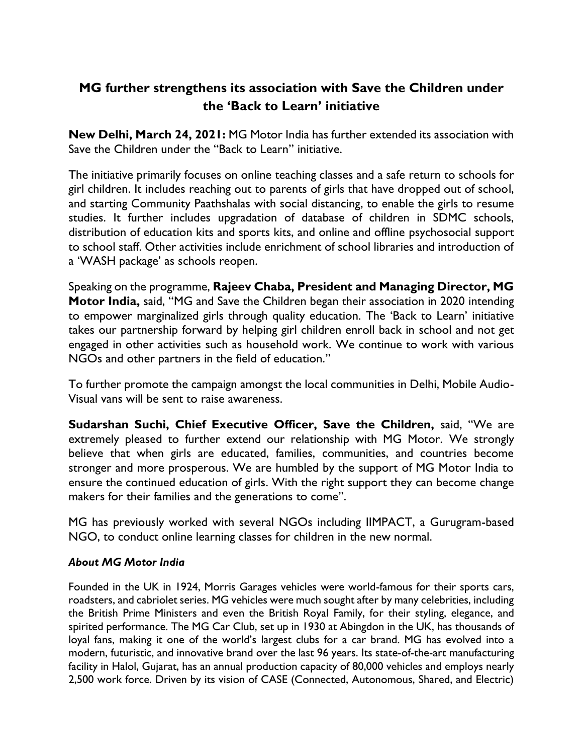# MG further strengthens its association with Save the Children under the 'Back to Learn' initiative

**New Delhi, March 24, 2021:** MG Motor India has further extended its association with Save the Children under the "Back to Learn" initiative.

The initiative primarily focuses on online teaching classes and a safe return to schools for girl children. It includes reaching out to parents of girls that have dropped out of school, and starting Community Paathshalas with social distancing, to enable the girls to resume studies. It further includes upgradation of database of children in SDMC schools, distribution of education kits and sports kits, and online and offline psychosocial support to school staff. Other activities include enrichment of school libraries and introduction of a 'WASH package' as schools reopen.

Speaking on the programme, **Rajeev Chaba, President and Managing Director, MG Motor India,** said, "MG and Save the Children began their association in 2020 intending to empower marginalized girls through quality education. The 'Back to Learn' initiative takes our partnership forward by helping girl children enroll back in school and not get engaged in other activities such as household work. We continue to work with various NGOs and other partners in the field of education."

To further promote the campaign amongst the local communities in Delhi, Mobile Audio-Visual vans will be sent to raise awareness.

**Sudarshan Suchi, Chief Executive Officer, Save the Children,** said, "We are extremely pleased to further extend our relationship with MG Motor. We strongly believe that when girls are educated, families, communities, and countries become stronger and more prosperous. We are humbled by the support of MG Motor India to ensure the continued education of girls. With the right support they can become change makers for their families and the generations to come".

MG has previously worked with several NGOs including IIMPACT, a Gurugram-based NGO, to conduct online learning classes for children in the new normal.

### *About MG Motor India*

Founded in the UK in 1924, Morris Garages vehicles were world-famous for their sports cars, roadsters, and cabriolet series. MG vehicles were much sought after by many celebrities, including the British Prime Ministers and even the British Royal Family, for their styling, elegance, and spirited performance. The MG Car Club, set up in 1930 at Abingdon in the UK, has thousands of loyal fans, making it one of the world's largest clubs for a car brand. MG has evolved into a modern, futuristic, and innovative brand over the last 96 years. Its state-of-the-art manufacturing facility in Halol, Gujarat, has an annual production capacity of 80,000 vehicles and employs nearly 2,500 work force. Driven by its vision of CASE (Connected, Autonomous, Shared, and Electric)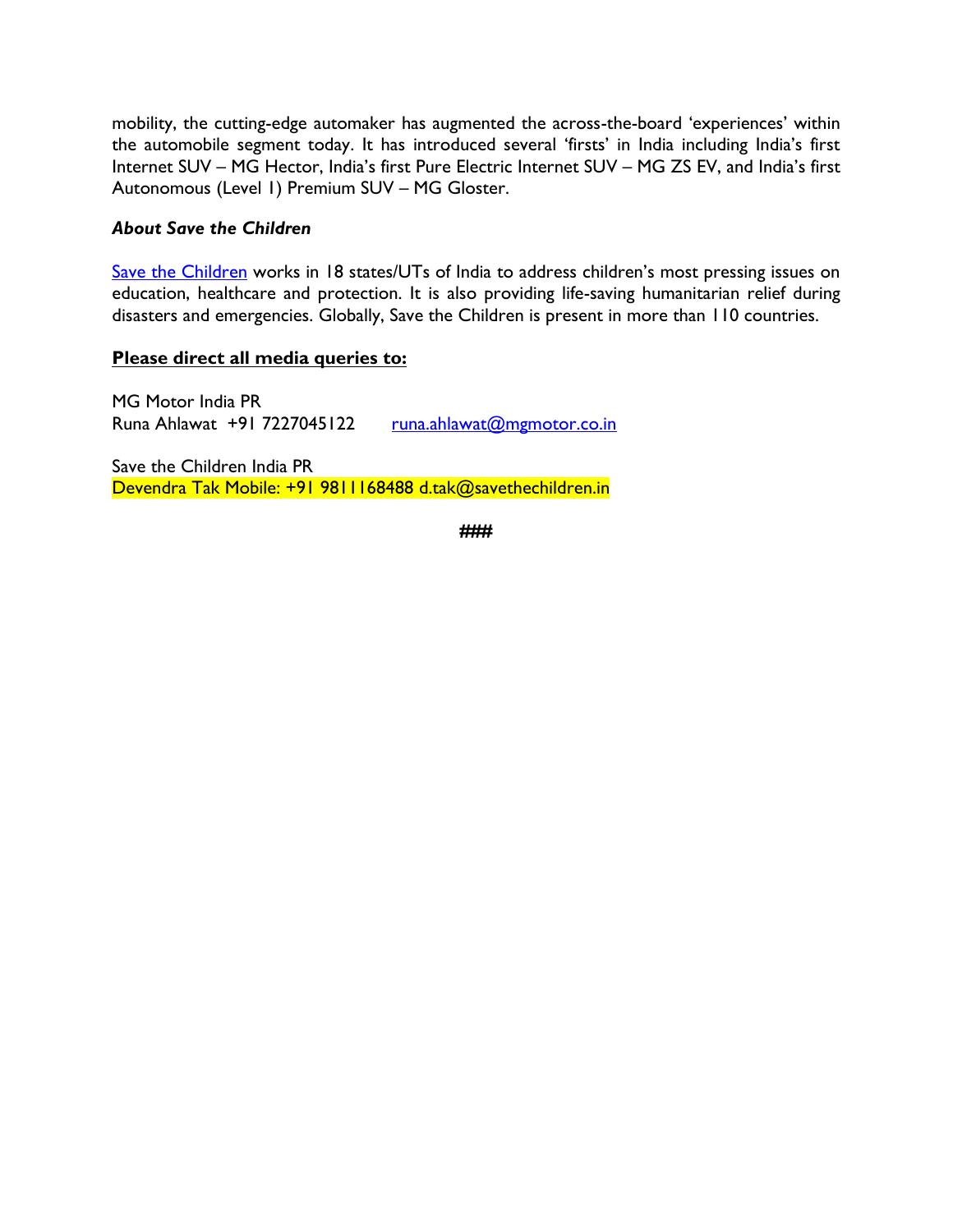mobility, the cutting-edge automaker has augmented the across-the-board 'experiences' within the automobile segment today. It has introduced several 'firsts' in India including India's first Internet SUV – MG Hector, India's first Pure Electric Internet SUV – MG ZS EV, and India's first Autonomous (Level 1) Premium SUV – MG Gloster.

***About Save the Children***

[Save the Children](#) works in 18 states/UTs of India to address children's most pressing issues on education, healthcare and protection. It is also providing life-saving humanitarian relief during disasters and emergencies. Globally, Save the Children is present in more than 110 countries.

**Please direct all media queries to:**

MG Motor India PR
Runa Ahlawat +91 7227045122 runa.ahlawat@mgmotor.co.in

Save the Children India PR
Devendra Tak Mobile: +91 9811168488 d.tak@savethechildren.in

###